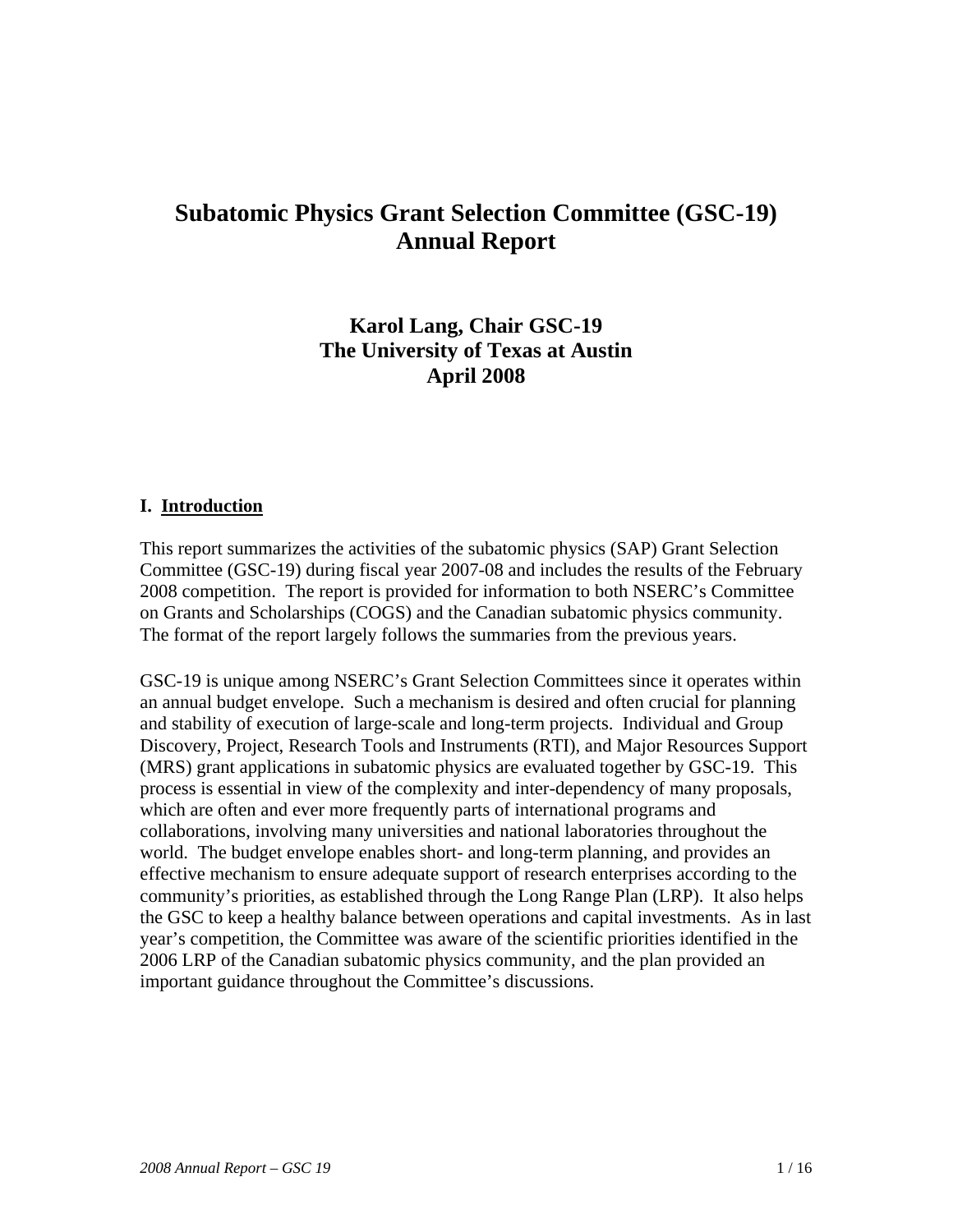# Subatomic Physics Grant Selection Committee (GSC-19) Annual Report

**Karol Lang, Chair GSC-19**
**The University of Texas at Austin**
**April 2008**

## I. Introduction

This report summarizes the activities of the subatomic physics (SAP) Grant Selection Committee (GSC-19) during fiscal year 2007-08 and includes the results of the February 2008 competition. The report is provided for information to both NSERC's Committee on Grants and Scholarships (COGS) and the Canadian subatomic physics community. The format of the report largely follows the summaries from the previous years.

GSC-19 is unique among NSERC's Grant Selection Committees since it operates within an annual budget envelope. Such a mechanism is desired and often crucial for planning and stability of execution of large-scale and long-term projects. Individual and Group Discovery, Project, Research Tools and Instruments (RTI), and Major Resources Support (MRS) grant applications in subatomic physics are evaluated together by GSC-19. This process is essential in view of the complexity and inter-dependency of many proposals, which are often and ever more frequently parts of international programs and collaborations, involving many universities and national laboratories throughout the world. The budget envelope enables short- and long-term planning, and provides an effective mechanism to ensure adequate support of research enterprises according to the community's priorities, as established through the Long Range Plan (LRP). It also helps the GSC to keep a healthy balance between operations and capital investments. As in last year's competition, the Committee was aware of the scientific priorities identified in the 2006 LRP of the Canadian subatomic physics community, and the plan provided an important guidance throughout the Committee's discussions.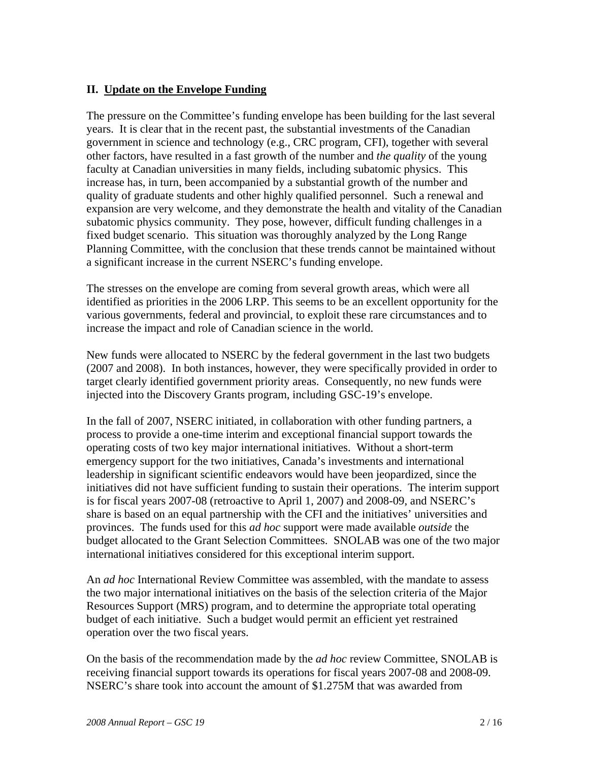## II. Update on the Envelope Funding

The pressure on the Committee's funding envelope has been building for the last several years. It is clear that in the recent past, the substantial investments of the Canadian government in science and technology (e.g., CRC program, CFI), together with several other factors, have resulted in a fast growth of the number and *the quality* of the young faculty at Canadian universities in many fields, including subatomic physics. This increase has, in turn, been accompanied by a substantial growth of the number and quality of graduate students and other highly qualified personnel. Such a renewal and expansion are very welcome, and they demonstrate the health and vitality of the Canadian subatomic physics community. They pose, however, difficult funding challenges in a fixed budget scenario. This situation was thoroughly analyzed by the Long Range Planning Committee, with the conclusion that these trends cannot be maintained without a significant increase in the current NSERC's funding envelope.

The stresses on the envelope are coming from several growth areas, which were all identified as priorities in the 2006 LRP. This seems to be an excellent opportunity for the various governments, federal and provincial, to exploit these rare circumstances and to increase the impact and role of Canadian science in the world.

New funds were allocated to NSERC by the federal government in the last two budgets (2007 and 2008). In both instances, however, they were specifically provided in order to target clearly identified government priority areas. Consequently, no new funds were injected into the Discovery Grants program, including GSC-19's envelope.

In the fall of 2007, NSERC initiated, in collaboration with other funding partners, a process to provide a one-time interim and exceptional financial support towards the operating costs of two key major international initiatives. Without a short-term emergency support for the two initiatives, Canada's investments and international leadership in significant scientific endeavors would have been jeopardized, since the initiatives did not have sufficient funding to sustain their operations. The interim support is for fiscal years 2007-08 (retroactive to April 1, 2007) and 2008-09, and NSERC's share is based on an equal partnership with the CFI and the initiatives' universities and provinces. The funds used for this *ad hoc* support were made available *outside* the budget allocated to the Grant Selection Committees. SNOLAB was one of the two major international initiatives considered for this exceptional interim support.

An *ad hoc* International Review Committee was assembled, with the mandate to assess the two major international initiatives on the basis of the selection criteria of the Major Resources Support (MRS) program, and to determine the appropriate total operating budget of each initiative. Such a budget would permit an efficient yet restrained operation over the two fiscal years.

On the basis of the recommendation made by the *ad hoc* review Committee, SNOLAB is receiving financial support towards its operations for fiscal years 2007-08 and 2008-09. NSERC's share took into account the amount of $1.275M that was awarded from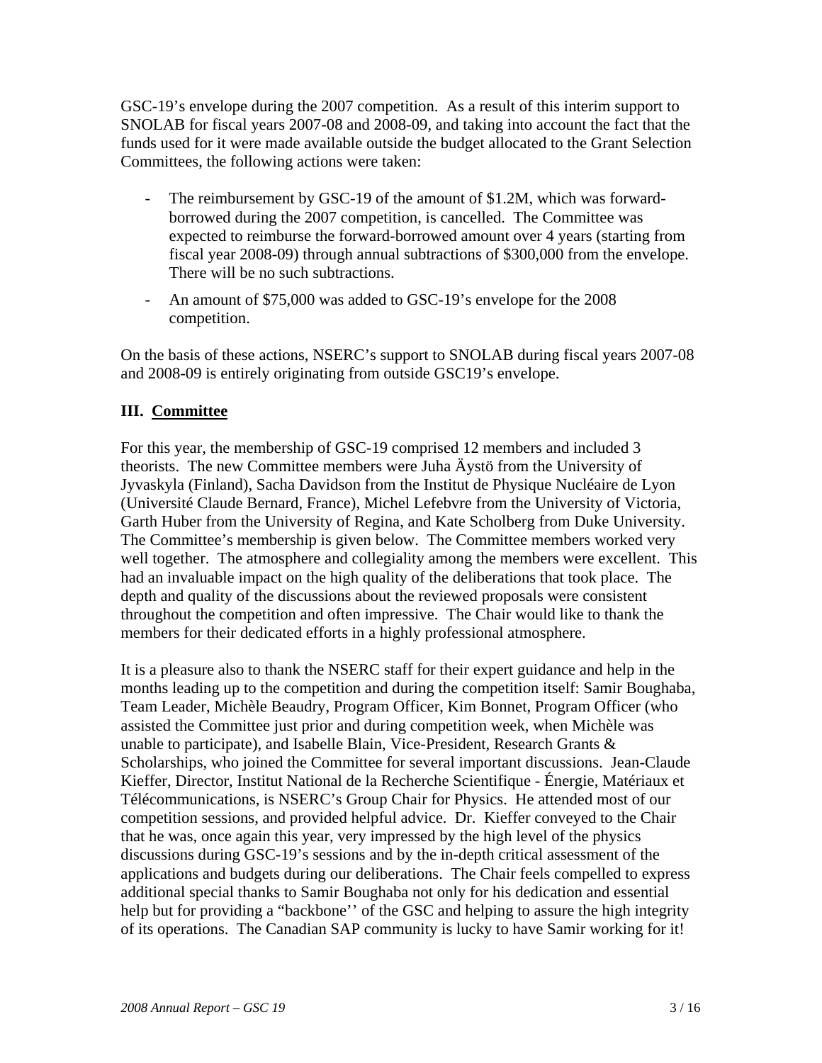GSC-19's envelope during the 2007 competition. As a result of this interim support to SNOLAB for fiscal years 2007-08 and 2008-09, and taking into account the fact that the funds used for it were made available outside the budget allocated to the Grant Selection Committees, the following actions were taken:

- The reimbursement by GSC-19 of the amount of $1.2M, which was forward-borrowed during the 2007 competition, is cancelled. The Committee was expected to reimburse the forward-borrowed amount over 4 years (starting from fiscal year 2008-09) through annual subtractions of $300,000 from the envelope. There will be no such subtractions.
- An amount of $75,000 was added to GSC-19's envelope for the 2008 competition.

On the basis of these actions, NSERC's support to SNOLAB during fiscal years 2007-08 and 2008-09 is entirely originating from outside GSC19's envelope.

## III. Committee

For this year, the membership of GSC-19 comprised 12 members and included 3 theorists. The new Committee members were Juha Äystö from the University of Jyvaskyla (Finland), Sacha Davidson from the Institut de Physique Nucléaire de Lyon (Université Claude Bernard, France), Michel Lefebvre from the University of Victoria, Garth Huber from the University of Regina, and Kate Scholberg from Duke University. The Committee's membership is given below. The Committee members worked very well together. The atmosphere and collegiality among the members were excellent. This had an invaluable impact on the high quality of the deliberations that took place. The depth and quality of the discussions about the reviewed proposals were consistent throughout the competition and often impressive. The Chair would like to thank the members for their dedicated efforts in a highly professional atmosphere.

It is a pleasure also to thank the NSERC staff for their expert guidance and help in the months leading up to the competition and during the competition itself: Samir Boughaba, Team Leader, Michèle Beaudry, Program Officer, Kim Bonnet, Program Officer (who assisted the Committee just prior and during competition week, when Michèle was unable to participate), and Isabelle Blain, Vice-President, Research Grants & Scholarships, who joined the Committee for several important discussions. Jean-Claude Kieffer, Director, Institut National de la Recherche Scientifique - Énergie, Matériaux et Télécommunications, is NSERC's Group Chair for Physics. He attended most of our competition sessions, and provided helpful advice. Dr. Kieffer conveyed to the Chair that he was, once again this year, very impressed by the high level of the physics discussions during GSC-19's sessions and by the in-depth critical assessment of the applications and budgets during our deliberations. The Chair feels compelled to express additional special thanks to Samir Boughaba not only for his dedication and essential help but for providing a "backbone'' of the GSC and helping to assure the high integrity of its operations. The Canadian SAP community is lucky to have Samir working for it!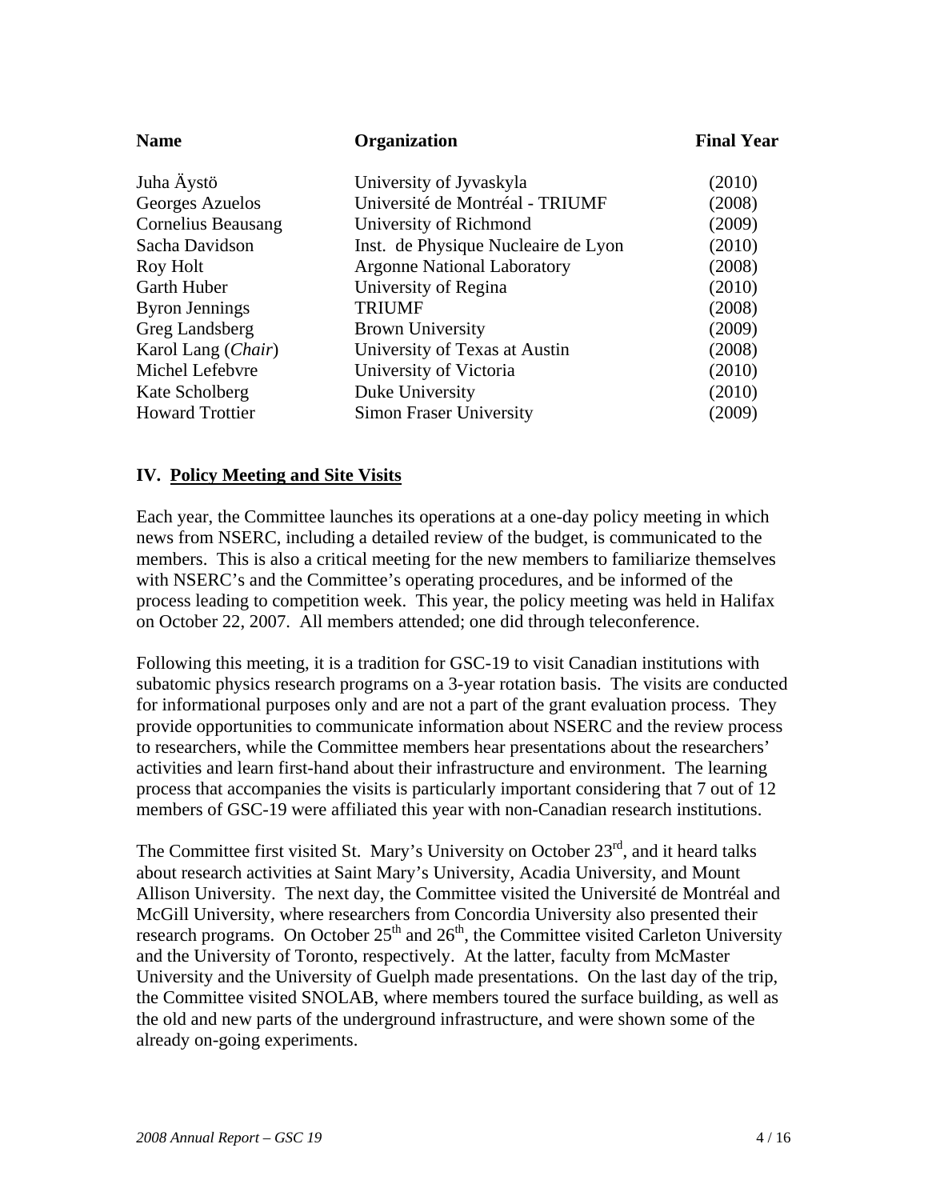| Name | Organization | Final Year |
|---|---|---|
| Juha Äystö | University of Jyvaskyla | (2010) |
| Georges Azuelos | Université de Montréal - TRIUMF | (2008) |
| Cornelius Beausang | University of Richmond | (2009) |
| Sacha Davidson | Inst. de Physique Nucleaire de Lyon | (2010) |
| Roy Holt | Argonne National Laboratory | (2008) |
| Garth Huber | University of Regina | (2010) |
| Byron Jennings | TRIUMF | (2008) |
| Greg Landsberg | Brown University | (2009) |
| Karol Lang (*Chair*) | University of Texas at Austin | (2008) |
| Michel Lefebvre | University of Victoria | (2010) |
| Kate Scholberg | Duke University | (2010) |
| Howard Trottier | Simon Fraser University | (2009) |

## IV. Policy Meeting and Site Visits

Each year, the Committee launches its operations at a one-day policy meeting in which news from NSERC, including a detailed review of the budget, is communicated to the members. This is also a critical meeting for the new members to familiarize themselves with NSERC's and the Committee's operating procedures, and be informed of the process leading to competition week. This year, the policy meeting was held in Halifax on October 22, 2007. All members attended; one did through teleconference.

Following this meeting, it is a tradition for GSC-19 to visit Canadian institutions with subatomic physics research programs on a 3-year rotation basis. The visits are conducted for informational purposes only and are not a part of the grant evaluation process. They provide opportunities to communicate information about NSERC and the review process to researchers, while the Committee members hear presentations about the researchers' activities and learn first-hand about their infrastructure and environment. The learning process that accompanies the visits is particularly important considering that 7 out of 12 members of GSC-19 were affiliated this year with non-Canadian research institutions.

The Committee first visited St. Mary's University on October 23rd, and it heard talks about research activities at Saint Mary's University, Acadia University, and Mount Allison University. The next day, the Committee visited the Université de Montréal and McGill University, where researchers from Concordia University also presented their research programs. On October 25th and 26th, the Committee visited Carleton University and the University of Toronto, respectively. At the latter, faculty from McMaster University and the University of Guelph made presentations. On the last day of the trip, the Committee visited SNOLAB, where members toured the surface building, as well as the old and new parts of the underground infrastructure, and were shown some of the already on-going experiments.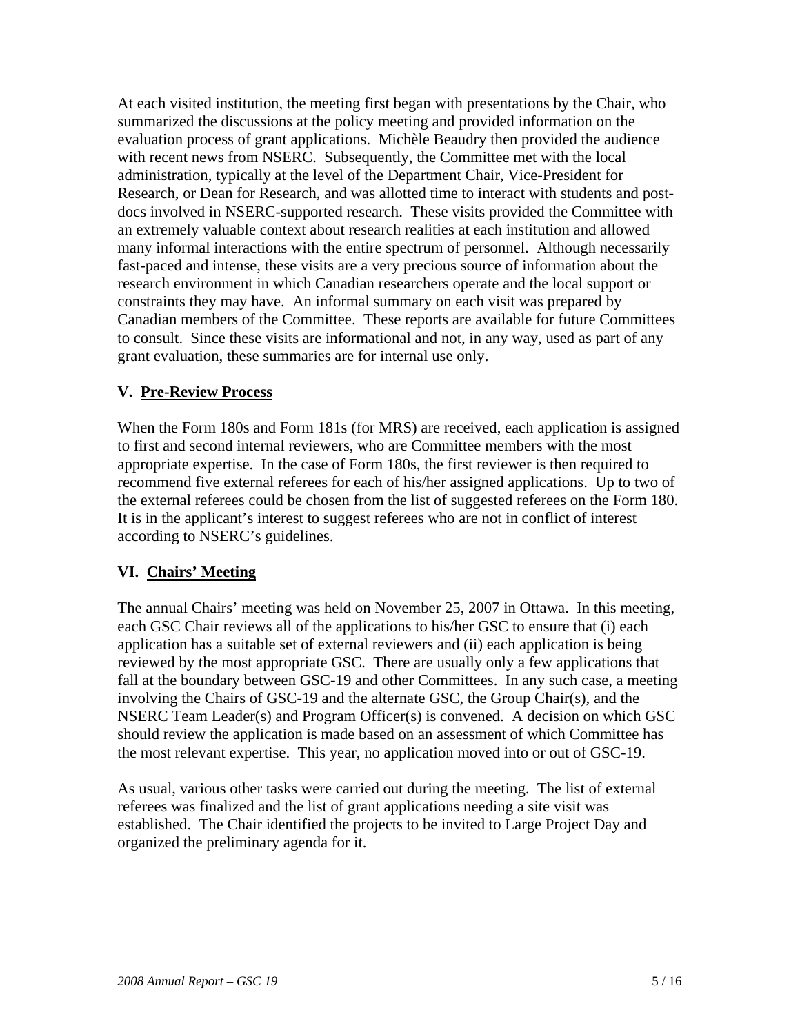At each visited institution, the meeting first began with presentations by the Chair, who summarized the discussions at the policy meeting and provided information on the evaluation process of grant applications. Michèle Beaudry then provided the audience with recent news from NSERC. Subsequently, the Committee met with the local administration, typically at the level of the Department Chair, Vice-President for Research, or Dean for Research, and was allotted time to interact with students and post-docs involved in NSERC-supported research. These visits provided the Committee with an extremely valuable context about research realities at each institution and allowed many informal interactions with the entire spectrum of personnel. Although necessarily fast-paced and intense, these visits are a very precious source of information about the research environment in which Canadian researchers operate and the local support or constraints they may have. An informal summary on each visit was prepared by Canadian members of the Committee. These reports are available for future Committees to consult. Since these visits are informational and not, in any way, used as part of any grant evaluation, these summaries are for internal use only.

## V. Pre-Review Process

When the Form 180s and Form 181s (for MRS) are received, each application is assigned to first and second internal reviewers, who are Committee members with the most appropriate expertise. In the case of Form 180s, the first reviewer is then required to recommend five external referees for each of his/her assigned applications. Up to two of the external referees could be chosen from the list of suggested referees on the Form 180. It is in the applicant's interest to suggest referees who are not in conflict of interest according to NSERC's guidelines.

## VI. Chairs' Meeting

The annual Chairs' meeting was held on November 25, 2007 in Ottawa. In this meeting, each GSC Chair reviews all of the applications to his/her GSC to ensure that (i) each application has a suitable set of external reviewers and (ii) each application is being reviewed by the most appropriate GSC. There are usually only a few applications that fall at the boundary between GSC-19 and other Committees. In any such case, a meeting involving the Chairs of GSC-19 and the alternate GSC, the Group Chair(s), and the NSERC Team Leader(s) and Program Officer(s) is convened. A decision on which GSC should review the application is made based on an assessment of which Committee has the most relevant expertise. This year, no application moved into or out of GSC-19.

As usual, various other tasks were carried out during the meeting. The list of external referees was finalized and the list of grant applications needing a site visit was established. The Chair identified the projects to be invited to Large Project Day and organized the preliminary agenda for it.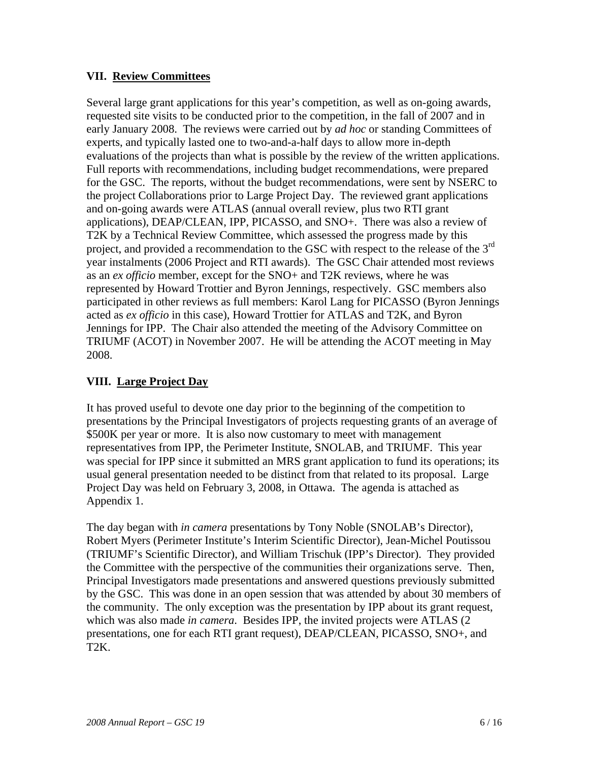## VII. Review Committees

Several large grant applications for this year's competition, as well as on-going awards, requested site visits to be conducted prior to the competition, in the fall of 2007 and in early January 2008. The reviews were carried out by *ad hoc* or standing Committees of experts, and typically lasted one to two-and-a-half days to allow more in-depth evaluations of the projects than what is possible by the review of the written applications. Full reports with recommendations, including budget recommendations, were prepared for the GSC. The reports, without the budget recommendations, were sent by NSERC to the project Collaborations prior to Large Project Day. The reviewed grant applications and on-going awards were ATLAS (annual overall review, plus two RTI grant applications), DEAP/CLEAN, IPP, PICASSO, and SNO+. There was also a review of T2K by a Technical Review Committee, which assessed the progress made by this project, and provided a recommendation to the GSC with respect to the release of the 3rd year instalments (2006 Project and RTI awards). The GSC Chair attended most reviews as an *ex officio* member, except for the SNO+ and T2K reviews, where he was represented by Howard Trottier and Byron Jennings, respectively. GSC members also participated in other reviews as full members: Karol Lang for PICASSO (Byron Jennings acted as *ex officio* in this case), Howard Trottier for ATLAS and T2K, and Byron Jennings for IPP. The Chair also attended the meeting of the Advisory Committee on TRIUMF (ACOT) in November 2007. He will be attending the ACOT meeting in May 2008.

## VIII. Large Project Day

It has proved useful to devote one day prior to the beginning of the competition to presentations by the Principal Investigators of projects requesting grants of an average of $500K per year or more. It is also now customary to meet with management representatives from IPP, the Perimeter Institute, SNOLAB, and TRIUMF. This year was special for IPP since it submitted an MRS grant application to fund its operations; its usual general presentation needed to be distinct from that related to its proposal. Large Project Day was held on February 3, 2008, in Ottawa. The agenda is attached as Appendix 1.

The day began with *in camera* presentations by Tony Noble (SNOLAB's Director), Robert Myers (Perimeter Institute's Interim Scientific Director), Jean-Michel Poutissou (TRIUMF's Scientific Director), and William Trischuk (IPP's Director). They provided the Committee with the perspective of the communities their organizations serve. Then, Principal Investigators made presentations and answered questions previously submitted by the GSC. This was done in an open session that was attended by about 30 members of the community. The only exception was the presentation by IPP about its grant request, which was also made *in camera*. Besides IPP, the invited projects were ATLAS (2 presentations, one for each RTI grant request), DEAP/CLEAN, PICASSO, SNO+, and T2K.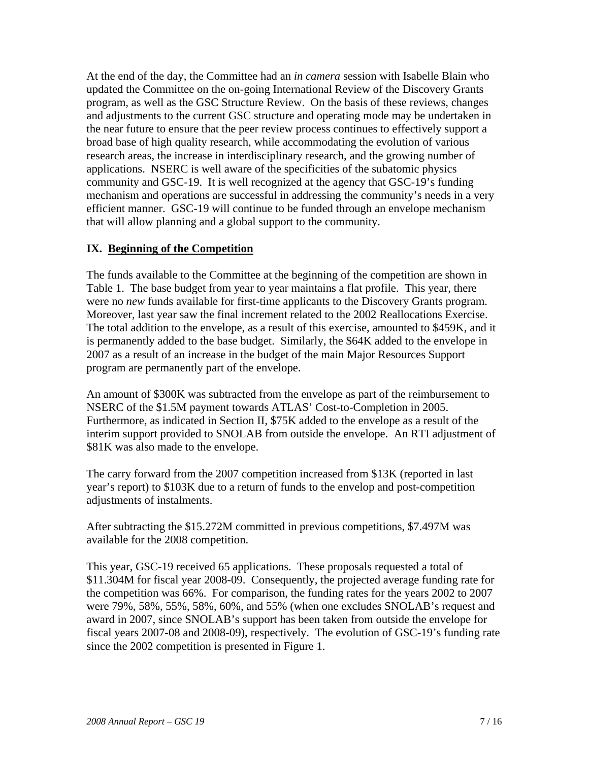At the end of the day, the Committee had an *in camera* session with Isabelle Blain who updated the Committee on the on-going International Review of the Discovery Grants program, as well as the GSC Structure Review. On the basis of these reviews, changes and adjustments to the current GSC structure and operating mode may be undertaken in the near future to ensure that the peer review process continues to effectively support a broad base of high quality research, while accommodating the evolution of various research areas, the increase in interdisciplinary research, and the growing number of applications. NSERC is well aware of the specificities of the subatomic physics community and GSC-19. It is well recognized at the agency that GSC-19's funding mechanism and operations are successful in addressing the community's needs in a very efficient manner. GSC-19 will continue to be funded through an envelope mechanism that will allow planning and a global support to the community.

## IX. Beginning of the Competition

The funds available to the Committee at the beginning of the competition are shown in Table 1. The base budget from year to year maintains a flat profile. This year, there were no *new* funds available for first-time applicants to the Discovery Grants program. Moreover, last year saw the final increment related to the 2002 Reallocations Exercise. The total addition to the envelope, as a result of this exercise, amounted to $459K, and it is permanently added to the base budget. Similarly, the $64K added to the envelope in 2007 as a result of an increase in the budget of the main Major Resources Support program are permanently part of the envelope.

An amount of $300K was subtracted from the envelope as part of the reimbursement to NSERC of the $1.5M payment towards ATLAS' Cost-to-Completion in 2005. Furthermore, as indicated in Section II, $75K added to the envelope as a result of the interim support provided to SNOLAB from outside the envelope. An RTI adjustment of $81K was also made to the envelope.

The carry forward from the 2007 competition increased from $13K (reported in last year's report) to $103K due to a return of funds to the envelop and post-competition adjustments of instalments.

After subtracting the $15.272M committed in previous competitions, $7.497M was available for the 2008 competition.

This year, GSC-19 received 65 applications. These proposals requested a total of $11.304M for fiscal year 2008-09. Consequently, the projected average funding rate for the competition was 66%. For comparison, the funding rates for the years 2002 to 2007 were 79%, 58%, 55%, 58%, 60%, and 55% (when one excludes SNOLAB's request and award in 2007, since SNOLAB's support has been taken from outside the envelope for fiscal years 2007-08 and 2008-09), respectively. The evolution of GSC-19's funding rate since the 2002 competition is presented in Figure 1.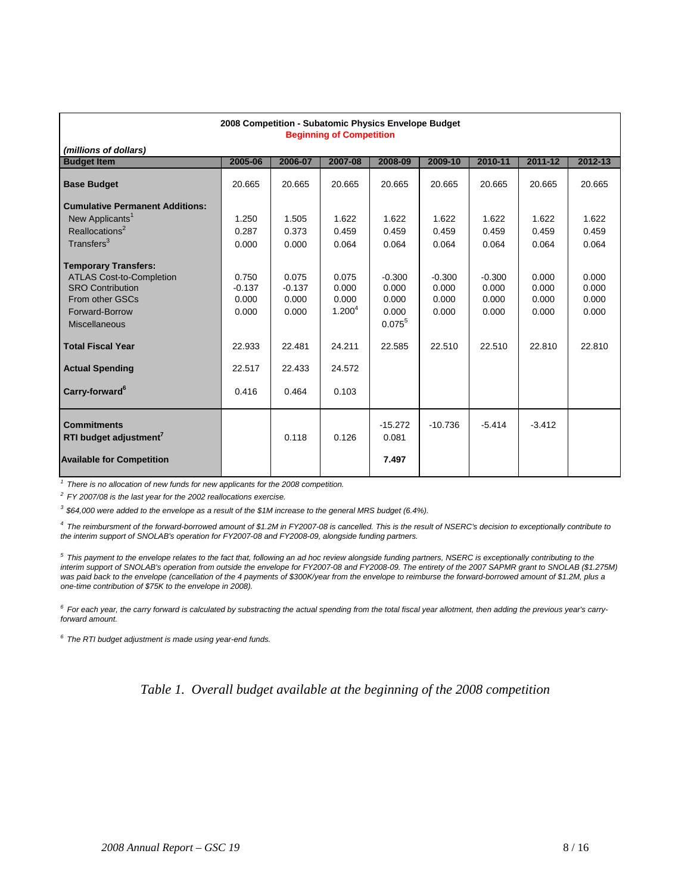**2008 Competition - Subatomic Physics Envelope Budget**
**Beginning of Competition**

*(millions of dollars)*

| Budget Item | 2005-06 | 2006-07 | 2007-08 | 2008-09 | 2009-10 | 2010-11 | 2011-12 | 2012-13 |
|---|---|---|---|---|---|---|---|---|
| **Base Budget** | 20.665 | 20.665 | 20.665 | 20.665 | 20.665 | 20.665 | 20.665 | 20.665 |
| **Cumulative Permanent Additions:** | | | | | | | | |
| New Applicants[1] | 1.250 | 1.505 | 1.622 | 1.622 | 1.622 | 1.622 | 1.622 | 1.622 |
| Reallocations[2] | 0.287 | 0.373 | 0.459 | 0.459 | 0.459 | 0.459 | 0.459 | 0.459 |
| Transfers[3] | 0.000 | 0.000 | 0.064 | 0.064 | 0.064 | 0.064 | 0.064 | 0.064 |
| **Temporary Transfers:** | | | | | | | | |
| ATLAS Cost-to-Completion | 0.750 | 0.075 | 0.075 | -0.300 | -0.300 | -0.300 | 0.000 | 0.000 |
| SRO Contribution | -0.137 | -0.137 | 0.000 | 0.000 | 0.000 | 0.000 | 0.000 | 0.000 |
| From other GSCs | 0.000 | 0.000 | 0.000 | 0.000 | 0.000 | 0.000 | 0.000 | 0.000 |
| Forward-Borrow | 0.000 | 0.000 | 1.200[4] | 0.000 | 0.000 | 0.000 | 0.000 | 0.000 |
| Miscellaneous | | | | 0.075[5] | | | | |
| **Total Fiscal Year** | 22.933 | 22.481 | 24.211 | 22.585 | 22.510 | 22.510 | 22.810 | 22.810 |
| **Actual Spending** | 22.517 | 22.433 | 24.572 | | | | | |
| **Carry-forward**[6] | 0.416 | 0.464 | 0.103 | | | | | |
| **Commitments** | | | | -15.272 | -10.736 | -5.414 | -3.412 | |
| **RTI budget adjustment**[7] | | 0.118 | 0.126 | 0.081 | | | | |
| **Available for Competition** | | | | **7.497** | | | | |

[1] *There is no allocation of new funds for new applicants for the 2008 competition.*

[2] *FY 2007/08 is the last year for the 2002 reallocations exercise.*

[3] *$64,000 were added to the envelope as a result of the $1M increase to the general MRS budget (6.4%).*

[4] *The reimbursment of the forward-borrowed amount of $1.2M in FY2007-08 is cancelled. This is the result of NSERC's decision to exceptionally contribute to the interim support of SNOLAB's operation for FY2007-08 and FY2008-09, alongside funding partners.*

[5] *This payment to the envelope relates to the fact that, following an ad hoc review alongside funding partners, NSERC is exceptionally contributing to the interim support of SNOLAB's operation from outside the envelope for FY2007-08 and FY2008-09. The entirety of the 2007 SAPMR grant to SNOLAB ($1.275M) was paid back to the envelope (cancellation of the 4 payments of $300K/year from the envelope to reimburse the forward-borrowed amount of $1.2M, plus a one-time contribution of $75K to the envelope in 2008).*

[6] *For each year, the carry forward is calculated by substracting the actual spending from the total fiscal year allotment, then adding the previous year's carry-forward amount.*

[6] *The RTI budget adjustment is made using year-end funds.*

*Table 1. Overall budget available at the beginning of the 2008 competition*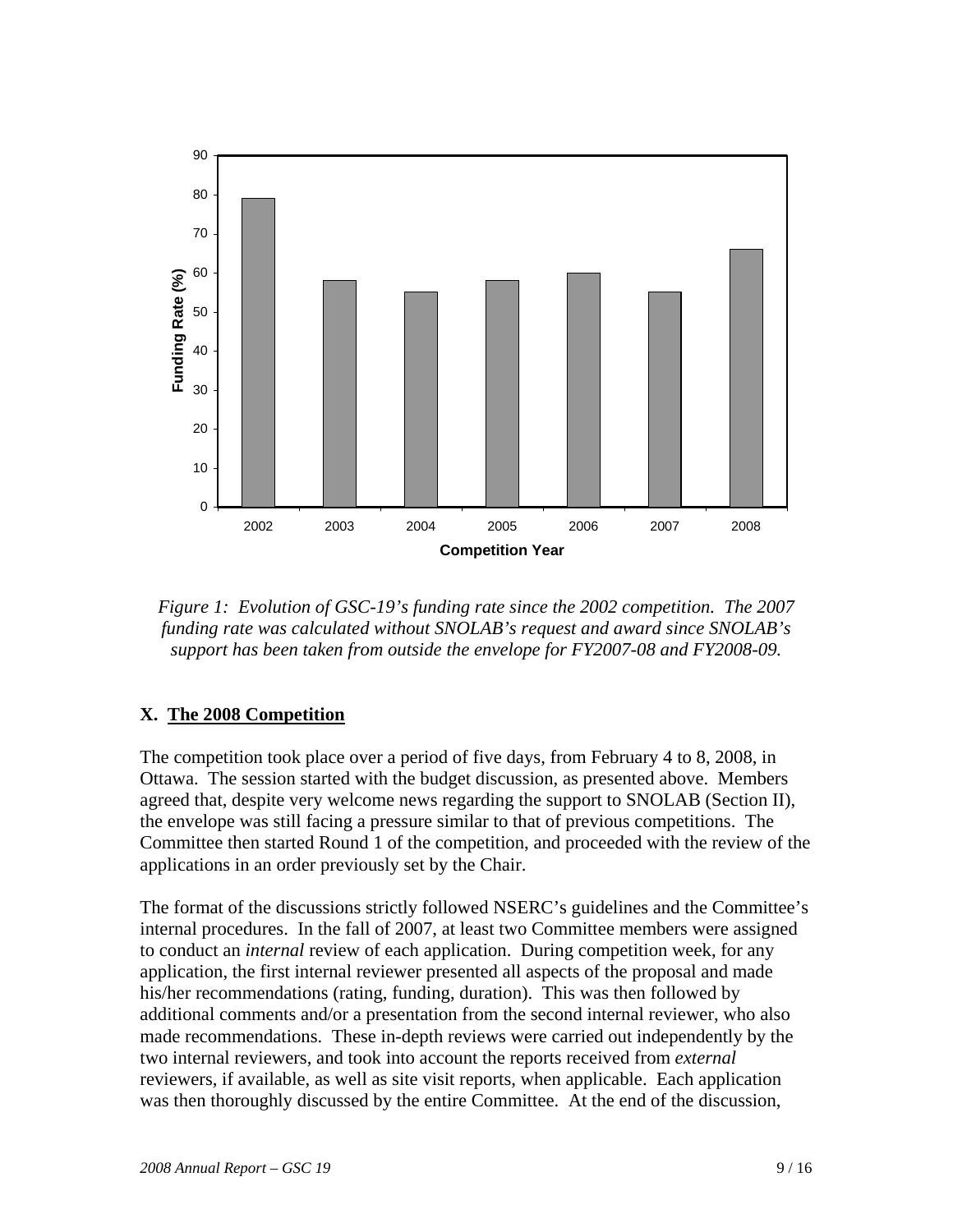*Figure 1: Evolution of GSC-19's funding rate since the 2002 competition. The 2007 funding rate was calculated without SNOLAB's request and award since SNOLAB's support has been taken from outside the envelope for FY2007-08 and FY2008-09.*

## X. The 2008 Competition

The competition took place over a period of five days, from February 4 to 8, 2008, in Ottawa. The session started with the budget discussion, as presented above. Members agreed that, despite very welcome news regarding the support to SNOLAB (Section II), the envelope was still facing a pressure similar to that of previous competitions. The Committee then started Round 1 of the competition, and proceeded with the review of the applications in an order previously set by the Chair.

The format of the discussions strictly followed NSERC's guidelines and the Committee's internal procedures. In the fall of 2007, at least two Committee members were assigned to conduct an *internal* review of each application. During competition week, for any application, the first internal reviewer presented all aspects of the proposal and made his/her recommendations (rating, funding, duration). This was then followed by additional comments and/or a presentation from the second internal reviewer, who also made recommendations. These in-depth reviews were carried out independently by the two internal reviewers, and took into account the reports received from *external* reviewers, if available, as well as site visit reports, when applicable. Each application was then thoroughly discussed by the entire Committee. At the end of the discussion,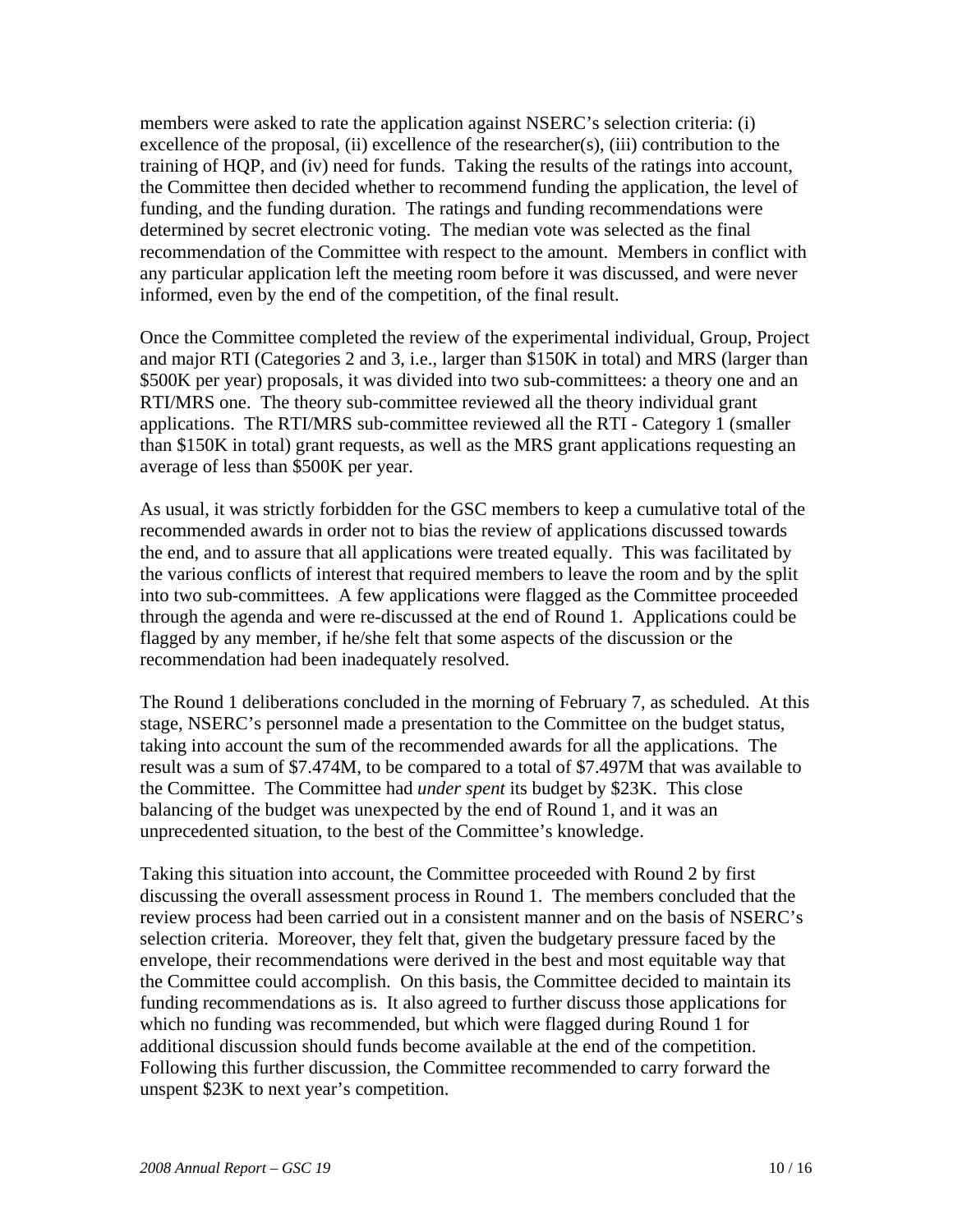members were asked to rate the application against NSERC's selection criteria: (i) excellence of the proposal, (ii) excellence of the researcher(s), (iii) contribution to the training of HQP, and (iv) need for funds. Taking the results of the ratings into account, the Committee then decided whether to recommend funding the application, the level of funding, and the funding duration. The ratings and funding recommendations were determined by secret electronic voting. The median vote was selected as the final recommendation of the Committee with respect to the amount. Members in conflict with any particular application left the meeting room before it was discussed, and were never informed, even by the end of the competition, of the final result.

Once the Committee completed the review of the experimental individual, Group, Project and major RTI (Categories 2 and 3, i.e., larger than $150K in total) and MRS (larger than $500K per year) proposals, it was divided into two sub-committees: a theory one and an RTI/MRS one. The theory sub-committee reviewed all the theory individual grant applications. The RTI/MRS sub-committee reviewed all the RTI - Category 1 (smaller than $150K in total) grant requests, as well as the MRS grant applications requesting an average of less than $500K per year.

As usual, it was strictly forbidden for the GSC members to keep a cumulative total of the recommended awards in order not to bias the review of applications discussed towards the end, and to assure that all applications were treated equally. This was facilitated by the various conflicts of interest that required members to leave the room and by the split into two sub-committees. A few applications were flagged as the Committee proceeded through the agenda and were re-discussed at the end of Round 1. Applications could be flagged by any member, if he/she felt that some aspects of the discussion or the recommendation had been inadequately resolved.

The Round 1 deliberations concluded in the morning of February 7, as scheduled. At this stage, NSERC's personnel made a presentation to the Committee on the budget status, taking into account the sum of the recommended awards for all the applications. The result was a sum of $7.474M, to be compared to a total of $7.497M that was available to the Committee. The Committee had *under spent* its budget by $23K. This close balancing of the budget was unexpected by the end of Round 1, and it was an unprecedented situation, to the best of the Committee's knowledge.

Taking this situation into account, the Committee proceeded with Round 2 by first discussing the overall assessment process in Round 1. The members concluded that the review process had been carried out in a consistent manner and on the basis of NSERC's selection criteria. Moreover, they felt that, given the budgetary pressure faced by the envelope, their recommendations were derived in the best and most equitable way that the Committee could accomplish. On this basis, the Committee decided to maintain its funding recommendations as is. It also agreed to further discuss those applications for which no funding was recommended, but which were flagged during Round 1 for additional discussion should funds become available at the end of the competition. Following this further discussion, the Committee recommended to carry forward the unspent $23K to next year's competition.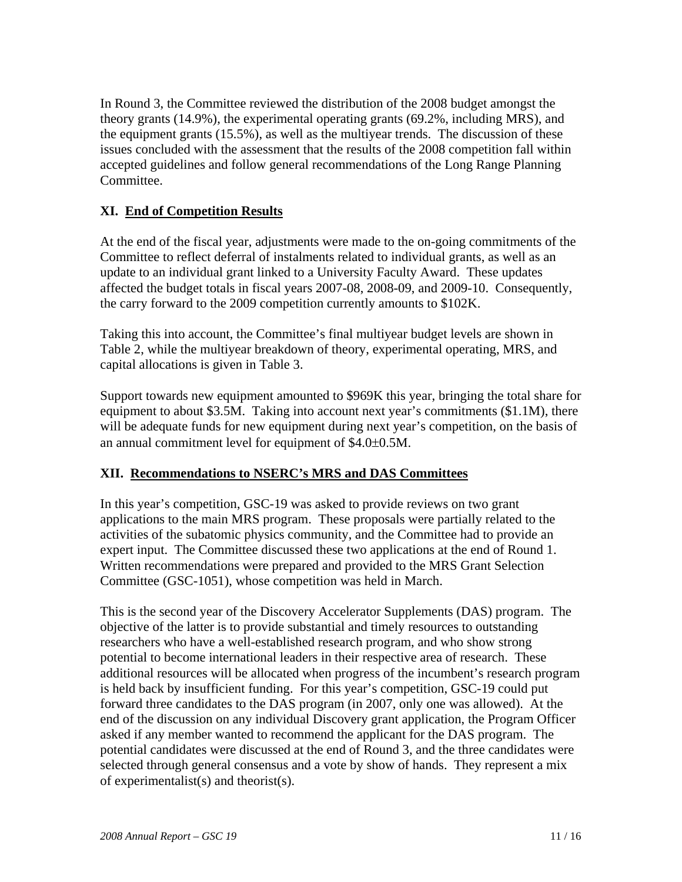In Round 3, the Committee reviewed the distribution of the 2008 budget amongst the theory grants (14.9%), the experimental operating grants (69.2%, including MRS), and the equipment grants (15.5%), as well as the multiyear trends. The discussion of these issues concluded with the assessment that the results of the 2008 competition fall within accepted guidelines and follow general recommendations of the Long Range Planning Committee.

## XI. End of Competition Results

At the end of the fiscal year, adjustments were made to the on-going commitments of the Committee to reflect deferral of instalments related to individual grants, as well as an update to an individual grant linked to a University Faculty Award. These updates affected the budget totals in fiscal years 2007-08, 2008-09, and 2009-10. Consequently, the carry forward to the 2009 competition currently amounts to \$102K.

Taking this into account, the Committee's final multiyear budget levels are shown in Table 2, while the multiyear breakdown of theory, experimental operating, MRS, and capital allocations is given in Table 3.

Support towards new equipment amounted to \$969K this year, bringing the total share for equipment to about \$3.5M. Taking into account next year's commitments (\$1.1M), there will be adequate funds for new equipment during next year's competition, on the basis of an annual commitment level for equipment of \$4.0±0.5M.

## XII. Recommendations to NSERC's MRS and DAS Committees

In this year's competition, GSC-19 was asked to provide reviews on two grant applications to the main MRS program. These proposals were partially related to the activities of the subatomic physics community, and the Committee had to provide an expert input. The Committee discussed these two applications at the end of Round 1. Written recommendations were prepared and provided to the MRS Grant Selection Committee (GSC-1051), whose competition was held in March.

This is the second year of the Discovery Accelerator Supplements (DAS) program. The objective of the latter is to provide substantial and timely resources to outstanding researchers who have a well-established research program, and who show strong potential to become international leaders in their respective area of research. These additional resources will be allocated when progress of the incumbent's research program is held back by insufficient funding. For this year's competition, GSC-19 could put forward three candidates to the DAS program (in 2007, only one was allowed). At the end of the discussion on any individual Discovery grant application, the Program Officer asked if any member wanted to recommend the applicant for the DAS program. The potential candidates were discussed at the end of Round 3, and the three candidates were selected through general consensus and a vote by show of hands. They represent a mix of experimentalist(s) and theorist(s).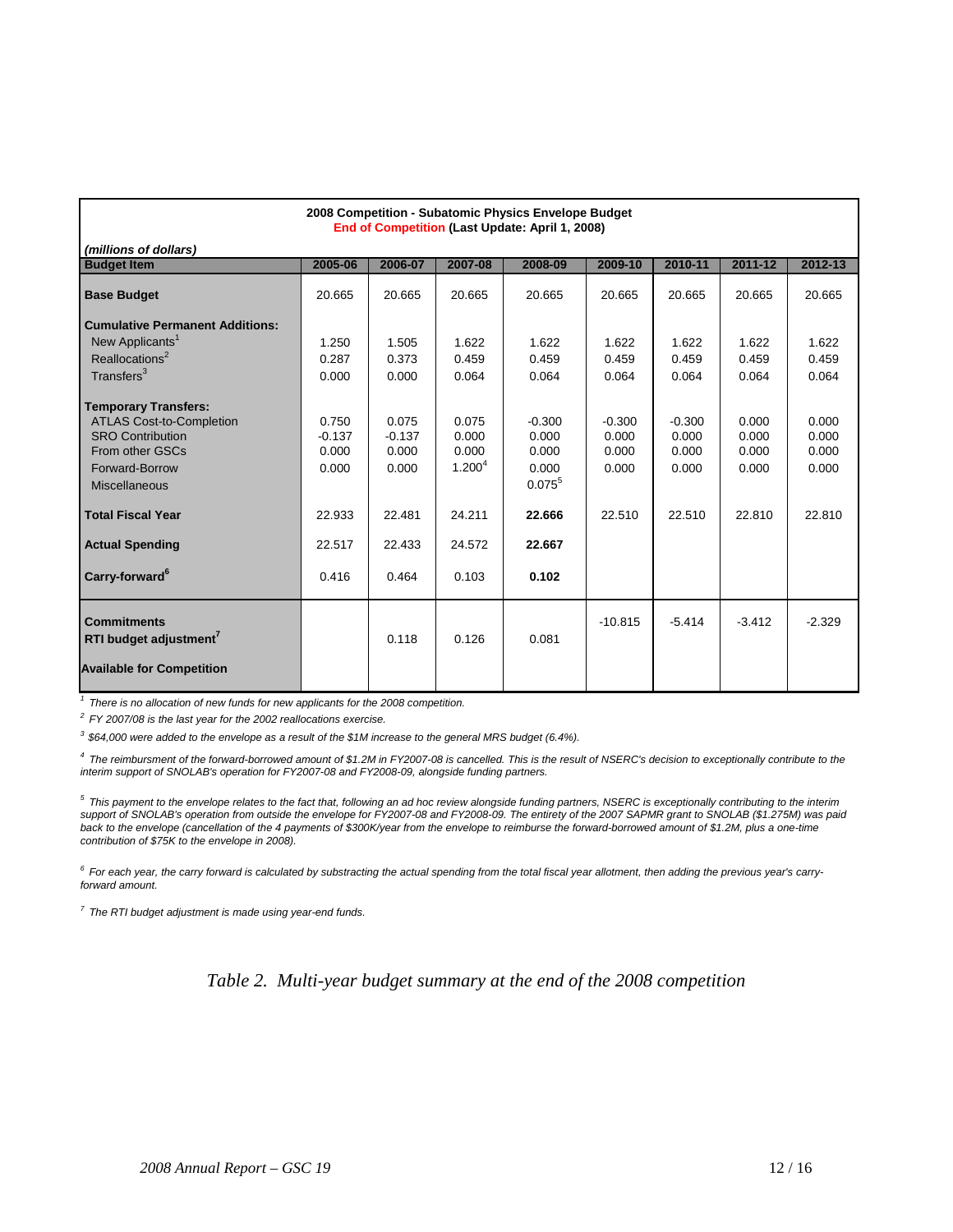**2008 Competition - Subatomic Physics Envelope Budget**
**End of Competition (Last Update: April 1, 2008)**

*(millions of dollars)*

| Budget Item | 2005-06 | 2006-07 | 2007-08 | 2008-09 | 2009-10 | 2010-11 | 2011-12 | 2012-13 |
|---|---|---|---|---|---|---|---|---|
| **Base Budget** | 20.665 | 20.665 | 20.665 | 20.665 | 20.665 | 20.665 | 20.665 | 20.665 |
| **Cumulative Permanent Additions:** | | | | | | | | |
| New Applicants[1] | 1.250 | 1.505 | 1.622 | 1.622 | 1.622 | 1.622 | 1.622 | 1.622 |
| Reallocations[2] | 0.287 | 0.373 | 0.459 | 0.459 | 0.459 | 0.459 | 0.459 | 0.459 |
| Transfers[3] | 0.000 | 0.000 | 0.064 | 0.064 | 0.064 | 0.064 | 0.064 | 0.064 |
| **Temporary Transfers:** | | | | | | | | |
| ATLAS Cost-to-Completion | 0.750 | 0.075 | 0.075 | -0.300 | -0.300 | -0.300 | 0.000 | 0.000 |
| SRO Contribution | -0.137 | -0.137 | 0.000 | 0.000 | 0.000 | 0.000 | 0.000 | 0.000 |
| From other GSCs | 0.000 | 0.000 | 0.000 | 0.000 | 0.000 | 0.000 | 0.000 | 0.000 |
| Forward-Borrow | 0.000 | 0.000 | 1.200[4] | 0.000 | 0.000 | 0.000 | 0.000 | 0.000 |
| Miscellaneous | | | | 0.075[5] | | | | |
| **Total Fiscal Year** | 22.933 | 22.481 | 24.211 | **22.666** | 22.510 | 22.510 | 22.810 | 22.810 |
| **Actual Spending** | 22.517 | 22.433 | 24.572 | **22.667** | | | | |
| **Carry-forward[6]** | 0.416 | 0.464 | 0.103 | **0.102** | | | | |
| **Commitments** | | | | | -10.815 | -5.414 | -3.412 | -2.329 |
| **RTI budget adjustment[7]** | | 0.118 | 0.126 | 0.081 | | | | |
| **Available for Competition** | | | | | | | | |

[1] *There is no allocation of new funds for new applicants for the 2008 competition.*

[2] *FY 2007/08 is the last year for the 2002 reallocations exercise.*

[3] *$64,000 were added to the envelope as a result of the $1M increase to the general MRS budget (6.4%).*

[4] *The reimbursment of the forward-borrowed amount of $1.2M in FY2007-08 is cancelled. This is the result of NSERC's decision to exceptionally contribute to the interim support of SNOLAB's operation for FY2007-08 and FY2008-09, alongside funding partners.*

[5] *This payment to the envelope relates to the fact that, following an ad hoc review alongside funding partners, NSERC is exceptionally contributing to the interim support of SNOLAB's operation from outside the envelope for FY2007-08 and FY2008-09. The entirety of the 2007 SAPMR grant to SNOLAB ($1.275M) was paid back to the envelope (cancellation of the 4 payments of $300K/year from the envelope to reimburse the forward-borrowed amount of $1.2M, plus a one-time contribution of $75K to the envelope in 2008).*

[6] *For each year, the carry forward is calculated by substracting the actual spending from the total fiscal year allotment, then adding the previous year's carry-forward amount.*

[7] *The RTI budget adjustment is made using year-end funds.*

*Table 2. Multi-year budget summary at the end of the 2008 competition*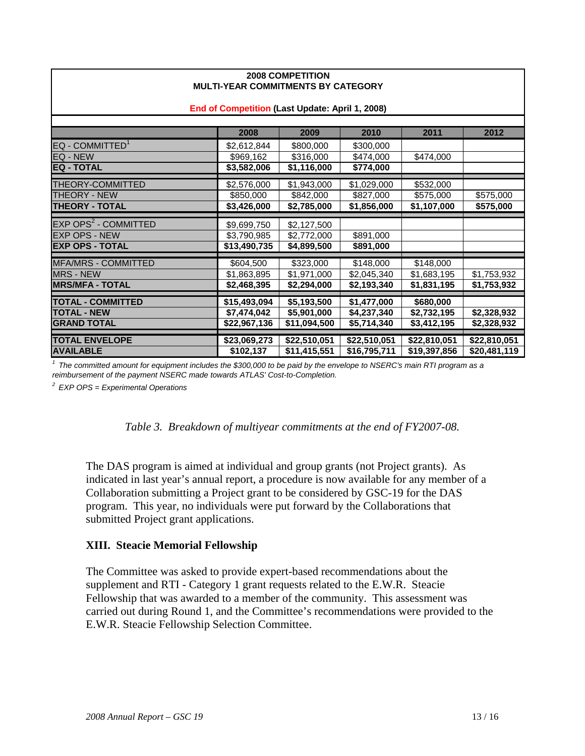| **2008 COMPETITION MULTI-YEAR COMMITMENTS BY CATEGORY** | | | | | |
|---|---|---|---|---|---|
| **End of Competition (Last Update: April 1, 2008)** | | | | | |
| | **2008** | **2009** | **2010** | **2011** | **2012** |
| EQ - COMMITTED[1] | $2,612,844 | $800,000 | $300,000 | | |
| EQ - NEW | $969,162 | $316,000 | $474,000 | $474,000 | |
| **EQ - TOTAL** | **$3,582,006** | **$1,116,000** | **$774,000** | | |
| THEORY-COMMITTED | $2,576,000 | $1,943,000 | $1,029,000 | $532,000 | |
| THEORY - NEW | $850,000 | $842,000 | $827,000 | $575,000 | $575,000 |
| **THEORY - TOTAL** | **$3,426,000** | **$2,785,000** | **$1,856,000** | **$1,107,000** | **$575,000** |
| EXP OPS[2] - COMMITTED | $9,699,750 | $2,127,500 | | | |
| EXP OPS - NEW | $3,790,985 | $2,772,000 | $891,000 | | |
| **EXP OPS - TOTAL** | **$13,490,735** | **$4,899,500** | **$891,000** | | |
| MFA/MRS - COMMITTED | $604,500 | $323,000 | $148,000 | $148,000 | |
| MRS - NEW | $1,863,895 | $1,971,000 | $2,045,340 | $1,683,195 | $1,753,932 |
| **MRS/MFA - TOTAL** | **$2,468,395** | **$2,294,000** | **$2,193,340** | **$1,831,195** | **$1,753,932** |
| **TOTAL - COMMITTED** | **$15,493,094** | **$5,193,500** | **$1,477,000** | **$680,000** | |
| **TOTAL - NEW** | **$7,474,042** | **$5,901,000** | **$4,237,340** | **$2,732,195** | **$2,328,932** |
| **GRAND TOTAL** | **$22,967,136** | **$11,094,500** | **$5,714,340** | **$3,412,195** | **$2,328,932** |
| **TOTAL ENVELOPE** | **$23,069,273** | **$22,510,051** | **$22,510,051** | **$22,810,051** | **$22,810,051** |
| **AVAILABLE** | **$102,137** | **$11,415,551** | **$16,795,711** | **$19,397,856** | **$20,481,119** |

*[1] The committed amount for equipment includes the $300,000 to be paid by the envelope to NSERC's main RTI program as a reimbursement of the payment NSERC made towards ATLAS' Cost-to-Completion.*

*[2] EXP OPS = Experimental Operations*

*Table 3. Breakdown of multiyear commitments at the end of FY2007-08.*

The DAS program is aimed at individual and group grants (not Project grants). As indicated in last year's annual report, a procedure is now available for any member of a Collaboration submitting a Project grant to be considered by GSC-19 for the DAS program. This year, no individuals were put forward by the Collaborations that submitted Project grant applications.

## XIII. Steacie Memorial Fellowship

The Committee was asked to provide expert-based recommendations about the supplement and RTI - Category 1 grant requests related to the E.W.R. Steacie Fellowship that was awarded to a member of the community. This assessment was carried out during Round 1, and the Committee's recommendations were provided to the E.W.R. Steacie Fellowship Selection Committee.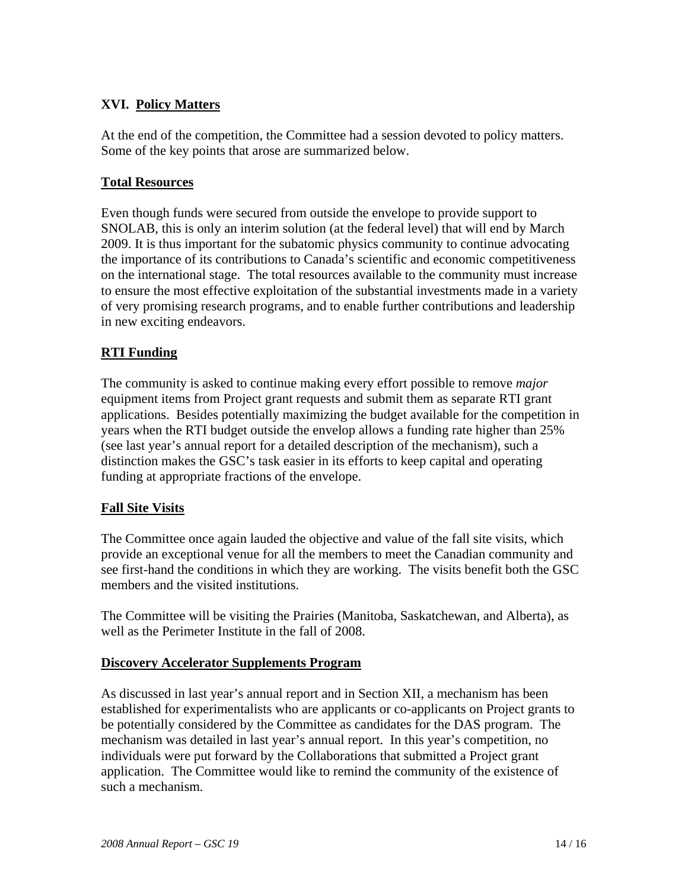## XVI. Policy Matters

At the end of the competition, the Committee had a session devoted to policy matters. Some of the key points that arose are summarized below.

### Total Resources

Even though funds were secured from outside the envelope to provide support to SNOLAB, this is only an interim solution (at the federal level) that will end by March 2009. It is thus important for the subatomic physics community to continue advocating the importance of its contributions to Canada's scientific and economic competitiveness on the international stage. The total resources available to the community must increase to ensure the most effective exploitation of the substantial investments made in a variety of very promising research programs, and to enable further contributions and leadership in new exciting endeavors.

### RTI Funding

The community is asked to continue making every effort possible to remove *major* equipment items from Project grant requests and submit them as separate RTI grant applications. Besides potentially maximizing the budget available for the competition in years when the RTI budget outside the envelop allows a funding rate higher than 25% (see last year's annual report for a detailed description of the mechanism), such a distinction makes the GSC's task easier in its efforts to keep capital and operating funding at appropriate fractions of the envelope.

### Fall Site Visits

The Committee once again lauded the objective and value of the fall site visits, which provide an exceptional venue for all the members to meet the Canadian community and see first-hand the conditions in which they are working. The visits benefit both the GSC members and the visited institutions.

The Committee will be visiting the Prairies (Manitoba, Saskatchewan, and Alberta), as well as the Perimeter Institute in the fall of 2008.

### Discovery Accelerator Supplements Program

As discussed in last year's annual report and in Section XII, a mechanism has been established for experimentalists who are applicants or co-applicants on Project grants to be potentially considered by the Committee as candidates for the DAS program. The mechanism was detailed in last year's annual report. In this year's competition, no individuals were put forward by the Collaborations that submitted a Project grant application. The Committee would like to remind the community of the existence of such a mechanism.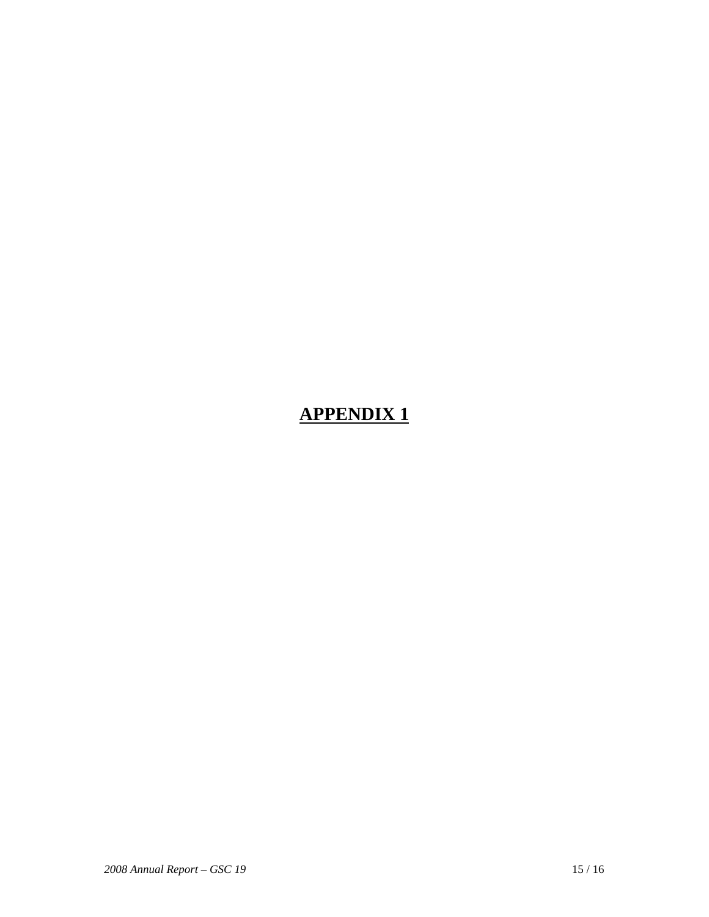# APPENDIX 1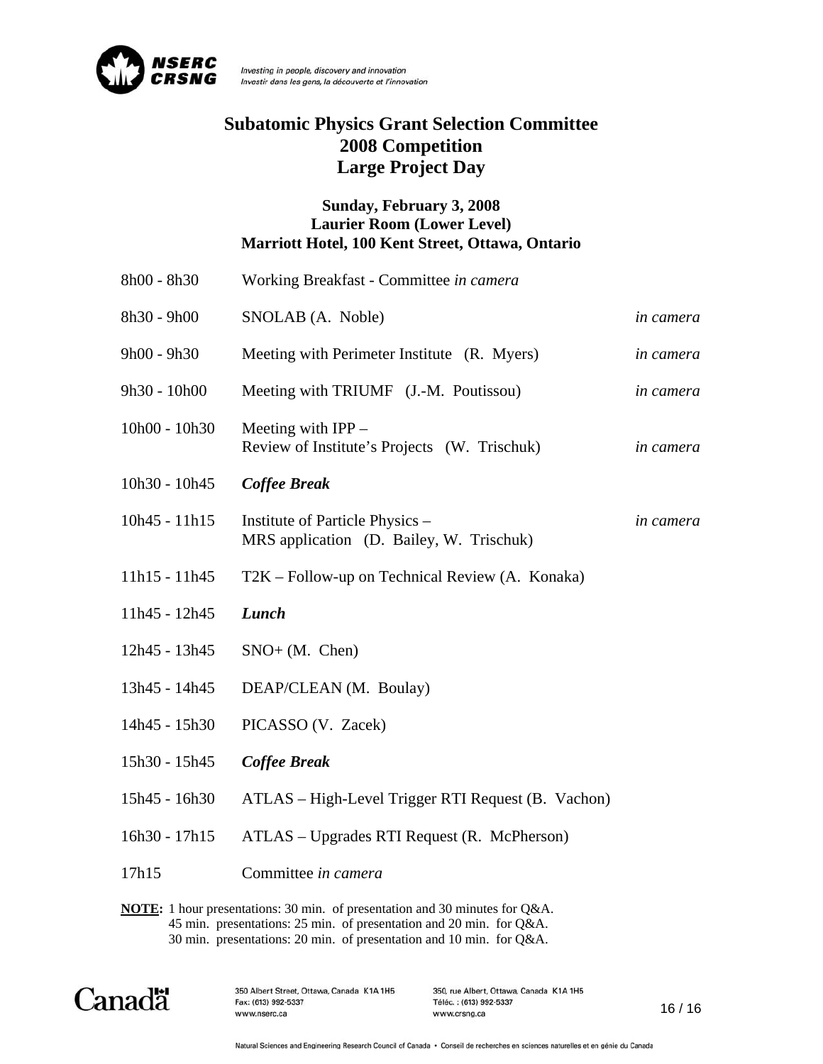# Subatomic Physics Grant Selection Committee
# 2008 Competition
# Large Project Day

### Sunday, February 3, 2008
### Laurier Room (Lower Level)
### Marriott Hotel, 100 Kent Street, Ottawa, Ontario

| | | |
|---|---|---|
| 8h00 - 8h30 | Working Breakfast - Committee *in camera* | |
| 8h30 - 9h00 | SNOLAB (A. Noble) | *in camera* |
| 9h00 - 9h30 | Meeting with Perimeter Institute (R. Myers) | *in camera* |
| 9h30 - 10h00 | Meeting with TRIUMF (J.-M. Poutissou) | *in camera* |
| 10h00 - 10h30 | Meeting with IPP – Review of Institute's Projects (W. Trischuk) | *in camera* |
| 10h30 - 10h45 | ***Coffee Break*** | |
| 10h45 - 11h15 | Institute of Particle Physics – MRS application (D. Bailey, W. Trischuk) | *in camera* |
| 11h15 - 11h45 | T2K – Follow-up on Technical Review (A. Konaka) | |
| 11h45 - 12h45 | ***Lunch*** | |
| 12h45 - 13h45 | SNO+ (M. Chen) | |
| 13h45 - 14h45 | DEAP/CLEAN (M. Boulay) | |
| 14h45 - 15h30 | PICASSO (V. Zacek) | |
| 15h30 - 15h45 | ***Coffee Break*** | |
| 15h45 - 16h30 | ATLAS – High-Level Trigger RTI Request (B. Vachon) | |
| 16h30 - 17h15 | ATLAS – Upgrades RTI Request (R. McPherson) | |
| 17h15 | Committee *in camera* | |

**NOTE:** 1 hour presentations: 30 min. of presentation and 30 minutes for Q&A.
45 min. presentations: 25 min. of presentation and 20 min. for Q&A.
30 min. presentations: 20 min. of presentation and 10 min. for Q&A.

350 Albert Street, Ottawa, Canada K1A 1H5
Fax: (613) 992-5337
www.nserc.ca

350, rue Albert, Ottawa, Canada K1A 1H5
Téléc. : (613) 992-5337
www.crsng.ca